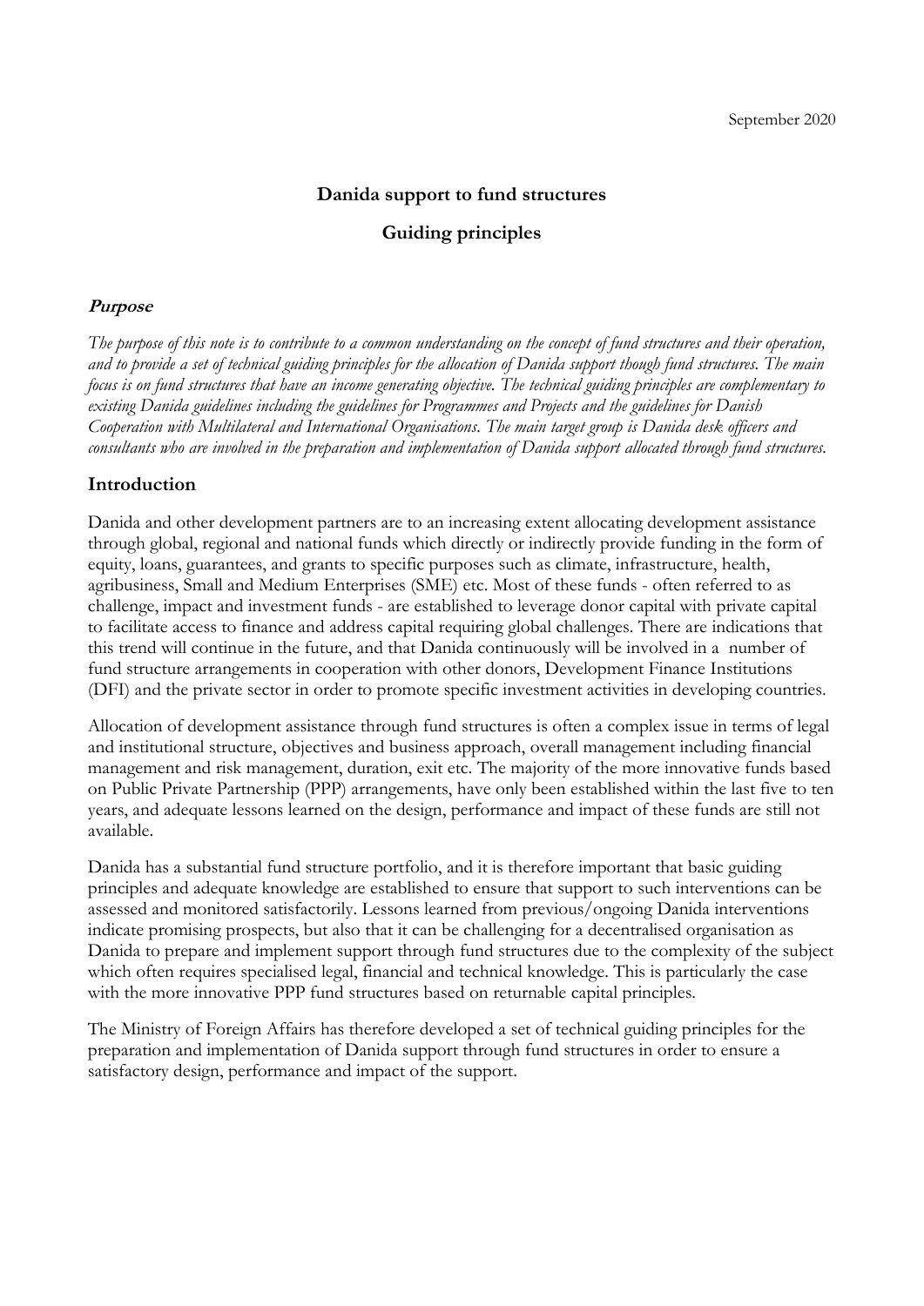September 2020

# Danida support to fund structures

## Guiding principles

### ***Purpose***

*The purpose of this note is to contribute to a common understanding on the concept of fund structures and their operation, and to provide a set of technical guiding principles for the allocation of Danida support though fund structures. The main focus is on fund structures that have an income generating objective. The technical guiding principles are complementary to existing Danida guidelines including the guidelines for Programmes and Projects and the guidelines for Danish Cooperation with Multilateral and International Organisations. The main target group is Danida desk officers and consultants who are involved in the preparation and implementation of Danida support allocated through fund structures.*

### Introduction

Danida and other development partners are to an increasing extent allocating development assistance through global, regional and national funds which directly or indirectly provide funding in the form of equity, loans, guarantees, and grants to specific purposes such as climate, infrastructure, health, agribusiness, Small and Medium Enterprises (SME) etc. Most of these funds - often referred to as challenge, impact and investment funds - are established to leverage donor capital with private capital to facilitate access to finance and address capital requiring global challenges. There are indications that this trend will continue in the future, and that Danida continuously will be involved in a number of fund structure arrangements in cooperation with other donors, Development Finance Institutions (DFI) and the private sector in order to promote specific investment activities in developing countries.

Allocation of development assistance through fund structures is often a complex issue in terms of legal and institutional structure, objectives and business approach, overall management including financial management and risk management, duration, exit etc. The majority of the more innovative funds based on Public Private Partnership (PPP) arrangements, have only been established within the last five to ten years, and adequate lessons learned on the design, performance and impact of these funds are still not available.

Danida has a substantial fund structure portfolio, and it is therefore important that basic guiding principles and adequate knowledge are established to ensure that support to such interventions can be assessed and monitored satisfactorily. Lessons learned from previous/ongoing Danida interventions indicate promising prospects, but also that it can be challenging for a decentralised organisation as Danida to prepare and implement support through fund structures due to the complexity of the subject which often requires specialised legal, financial and technical knowledge. This is particularly the case with the more innovative PPP fund structures based on returnable capital principles.

The Ministry of Foreign Affairs has therefore developed a set of technical guiding principles for the preparation and implementation of Danida support through fund structures in order to ensure a satisfactory design, performance and impact of the support.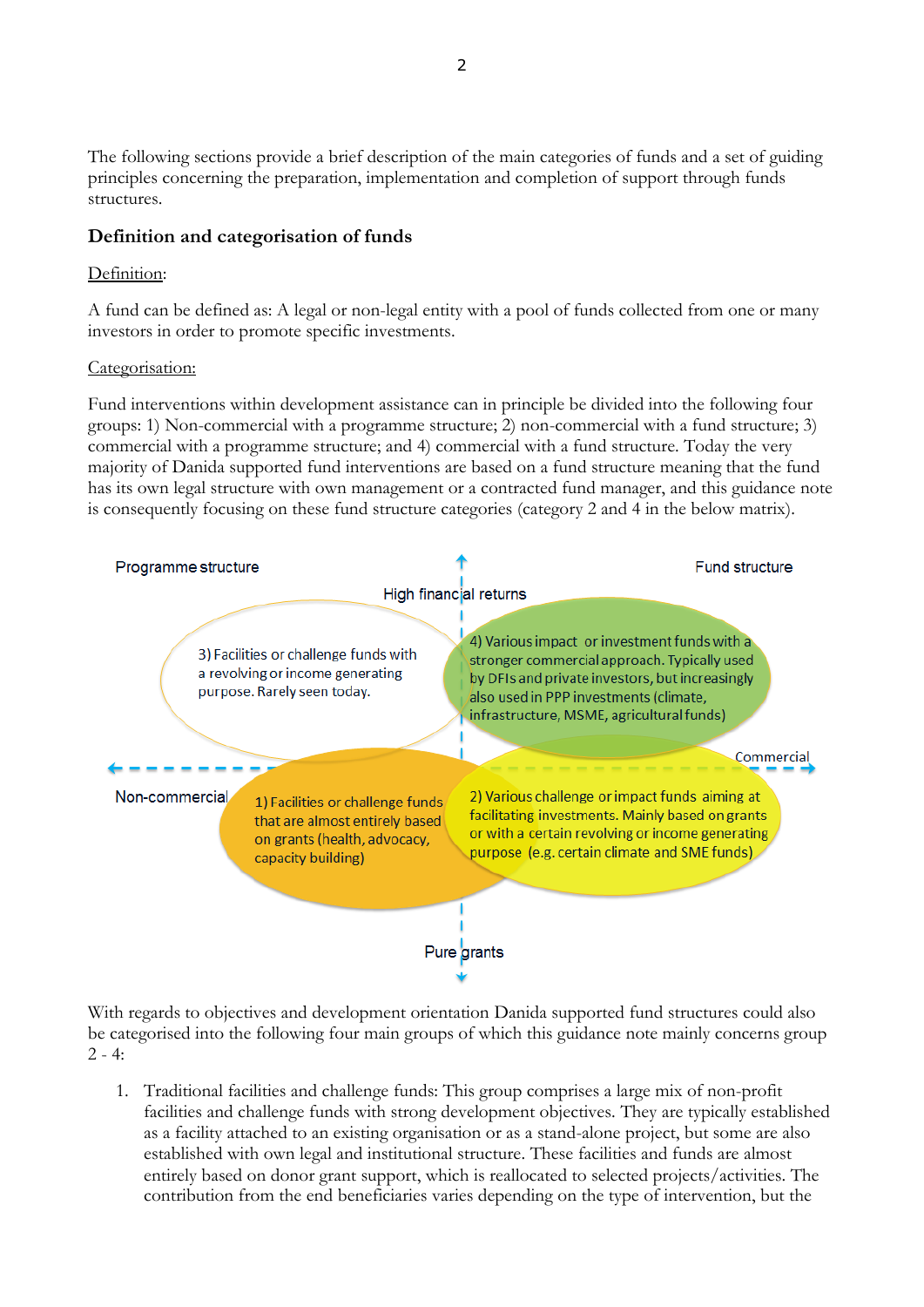The following sections provide a brief description of the main categories of funds and a set of guiding principles concerning the preparation, implementation and completion of support through funds structures.

## Definition and categorisation of funds

Definition:

A fund can be defined as: A legal or non-legal entity with a pool of funds collected from one or many investors in order to promote specific investments.

Categorisation:

Fund interventions within development assistance can in principle be divided into the following four groups: 1) Non-commercial with a programme structure; 2) non-commercial with a fund structure; 3) commercial with a programme structure; and 4) commercial with a fund structure. Today the very majority of Danida supported fund interventions are based on a fund structure meaning that the fund has its own legal structure with own management or a contracted fund manager, and this guidance note is consequently focusing on these fund structure categories (category 2 and 4 in the below matrix).

Programme structure

Fund structure

High financial returns

3) Facilities or challenge funds with a revolving or income generating purpose. Rarely seen today.

4) Various impact or investment funds with a stronger commercial approach. Typically used by DFIs and private investors, but increasingly also used in PPP investments (climate, infrastructure, MSME, agricultural funds)

Non-commercial

Commercial

1) Facilities or challenge funds that are almost entirely based on grants (health, advocacy, capacity building)

2) Various challenge or impact funds aiming at facilitating investments. Mainly based on grants or with a certain revolving or income generating purpose (e.g. certain climate and SME funds)

Pure grants

With regards to objectives and development orientation Danida supported fund structures could also be categorised into the following four main groups of which this guidance note mainly concerns group 2 - 4:

1. Traditional facilities and challenge funds: This group comprises a large mix of non-profit facilities and challenge funds with strong development objectives. They are typically established as a facility attached to an existing organisation or as a stand-alone project, but some are also established with own legal and institutional structure. These facilities and funds are almost entirely based on donor grant support, which is reallocated to selected projects/activities. The contribution from the end beneficiaries varies depending on the type of intervention, but the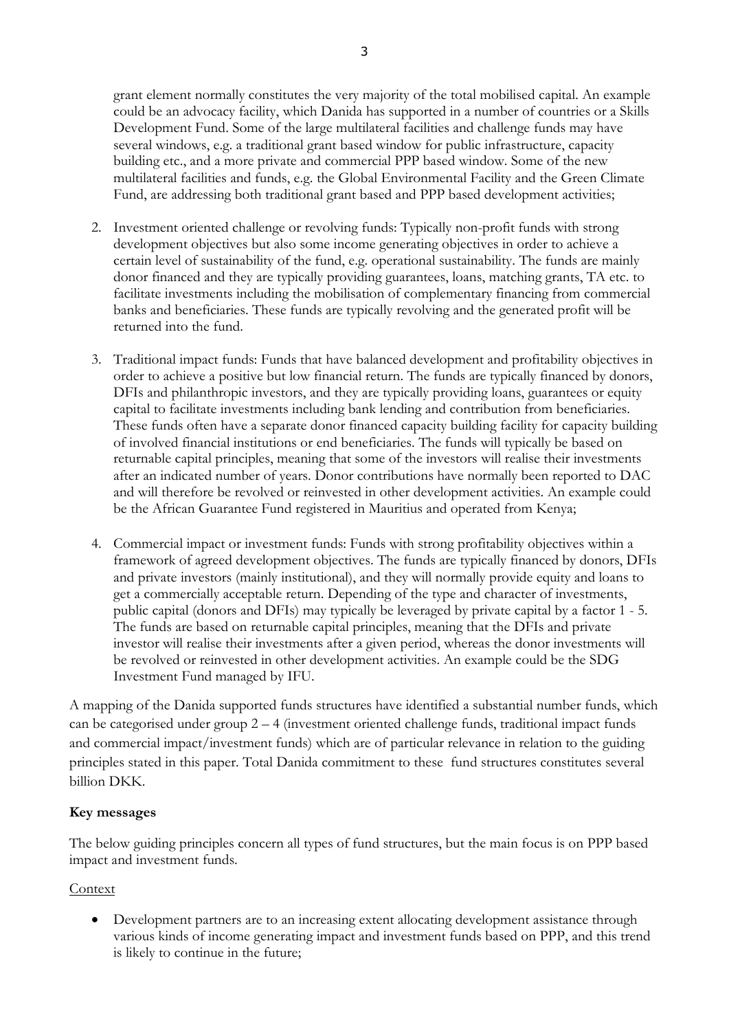grant element normally constitutes the very majority of the total mobilised capital. An example could be an advocacy facility, which Danida has supported in a number of countries or a Skills Development Fund. Some of the large multilateral facilities and challenge funds may have several windows, e.g. a traditional grant based window for public infrastructure, capacity building etc., and a more private and commercial PPP based window. Some of the new multilateral facilities and funds, e.g. the Global Environmental Facility and the Green Climate Fund, are addressing both traditional grant based and PPP based development activities;

2. Investment oriented challenge or revolving funds: Typically non-profit funds with strong development objectives but also some income generating objectives in order to achieve a certain level of sustainability of the fund, e.g. operational sustainability. The funds are mainly donor financed and they are typically providing guarantees, loans, matching grants, TA etc. to facilitate investments including the mobilisation of complementary financing from commercial banks and beneficiaries. These funds are typically revolving and the generated profit will be returned into the fund.

3. Traditional impact funds: Funds that have balanced development and profitability objectives in order to achieve a positive but low financial return. The funds are typically financed by donors, DFIs and philanthropic investors, and they are typically providing loans, guarantees or equity capital to facilitate investments including bank lending and contribution from beneficiaries. These funds often have a separate donor financed capacity building facility for capacity building of involved financial institutions or end beneficiaries. The funds will typically be based on returnable capital principles, meaning that some of the investors will realise their investments after an indicated number of years. Donor contributions have normally been reported to DAC and will therefore be revolved or reinvested in other development activities. An example could be the African Guarantee Fund registered in Mauritius and operated from Kenya;

4. Commercial impact or investment funds: Funds with strong profitability objectives within a framework of agreed development objectives. The funds are typically financed by donors, DFIs and private investors (mainly institutional), and they will normally provide equity and loans to get a commercially acceptable return. Depending of the type and character of investments, public capital (donors and DFIs) may typically be leveraged by private capital by a factor 1 - 5. The funds are based on returnable capital principles, meaning that the DFIs and private investor will realise their investments after a given period, whereas the donor investments will be revolved or reinvested in other development activities. An example could be the SDG Investment Fund managed by IFU.

A mapping of the Danida supported funds structures have identified a substantial number funds, which can be categorised under group 2 – 4 (investment oriented challenge funds, traditional impact funds and commercial impact/investment funds) which are of particular relevance in relation to the guiding principles stated in this paper. Total Danida commitment to these fund structures constitutes several billion DKK.

**Key messages**

The below guiding principles concern all types of fund structures, but the main focus is on PPP based impact and investment funds.

<u>Context</u>

- Development partners are to an increasing extent allocating development assistance through various kinds of income generating impact and investment funds based on PPP, and this trend is likely to continue in the future;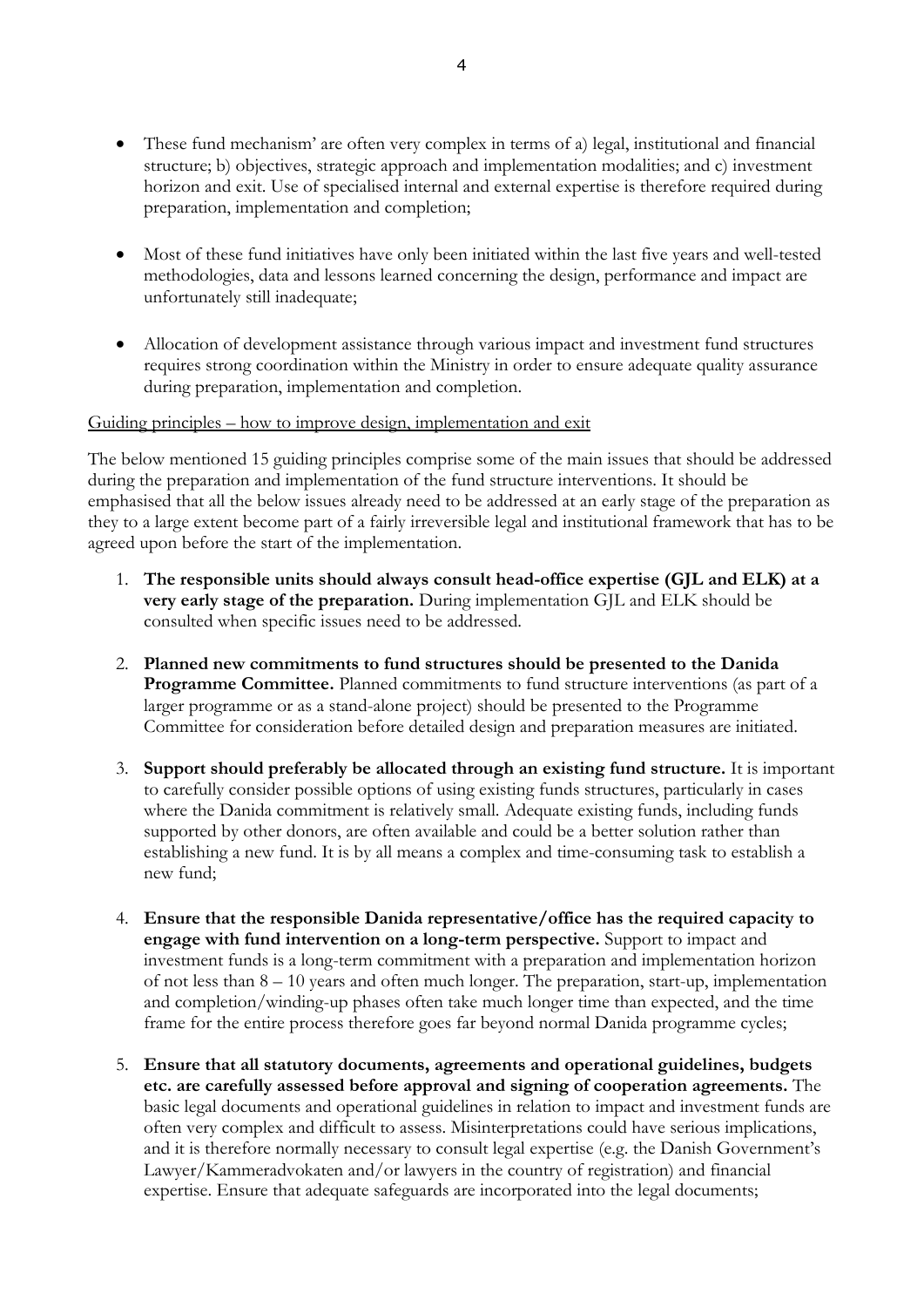- These fund mechanism' are often very complex in terms of a) legal, institutional and financial structure; b) objectives, strategic approach and implementation modalities; and c) investment horizon and exit. Use of specialised internal and external expertise is therefore required during preparation, implementation and completion;

- Most of these fund initiatives have only been initiated within the last five years and well-tested methodologies, data and lessons learned concerning the design, performance and impact are unfortunately still inadequate;

- Allocation of development assistance through various impact and investment fund structures requires strong coordination within the Ministry in order to ensure adequate quality assurance during preparation, implementation and completion.

<u>Guiding principles – how to improve design, implementation and exit</u>

The below mentioned 15 guiding principles comprise some of the main issues that should be addressed during the preparation and implementation of the fund structure interventions. It should be emphasised that all the below issues already need to be addressed at an early stage of the preparation as they to a large extent become part of a fairly irreversible legal and institutional framework that has to be agreed upon before the start of the implementation.

1. **The responsible units should always consult head-office expertise (GJL and ELK) at a very early stage of the preparation.** During implementation GJL and ELK should be consulted when specific issues need to be addressed.

2. **Planned new commitments to fund structures should be presented to the Danida Programme Committee.** Planned commitments to fund structure interventions (as part of a larger programme or as a stand-alone project) should be presented to the Programme Committee for consideration before detailed design and preparation measures are initiated.

3. **Support should preferably be allocated through an existing fund structure.** It is important to carefully consider possible options of using existing funds structures, particularly in cases where the Danida commitment is relatively small. Adequate existing funds, including funds supported by other donors, are often available and could be a better solution rather than establishing a new fund. It is by all means a complex and time-consuming task to establish a new fund;

4. **Ensure that the responsible Danida representative/office has the required capacity to engage with fund intervention on a long-term perspective.** Support to impact and investment funds is a long-term commitment with a preparation and implementation horizon of not less than 8 – 10 years and often much longer. The preparation, start-up, implementation and completion/winding-up phases often take much longer time than expected, and the time frame for the entire process therefore goes far beyond normal Danida programme cycles;

5. **Ensure that all statutory documents, agreements and operational guidelines, budgets etc. are carefully assessed before approval and signing of cooperation agreements.** The basic legal documents and operational guidelines in relation to impact and investment funds are often very complex and difficult to assess. Misinterpretations could have serious implications, and it is therefore normally necessary to consult legal expertise (e.g. the Danish Government's Lawyer/Kammeradvokaten and/or lawyers in the country of registration) and financial expertise. Ensure that adequate safeguards are incorporated into the legal documents;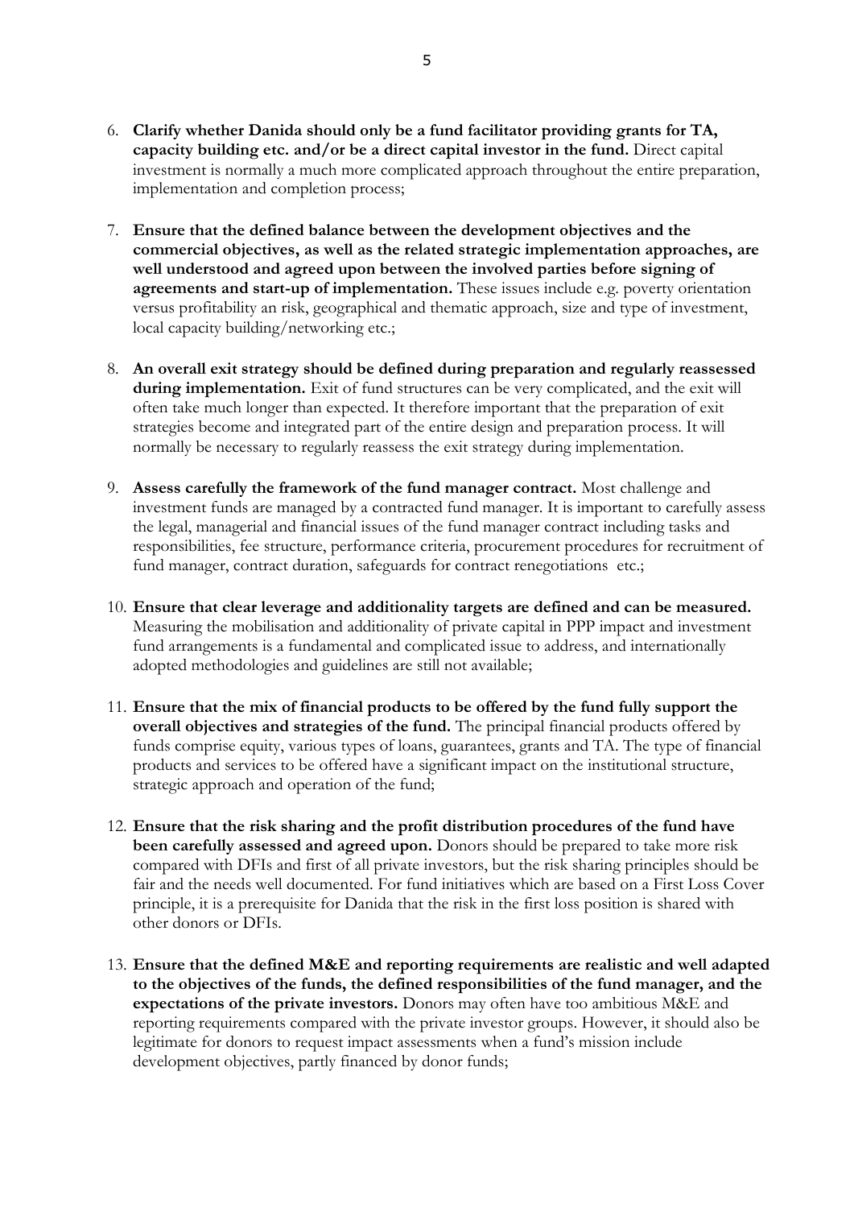6. **Clarify whether Danida should only be a fund facilitator providing grants for TA, capacity building etc. and/or be a direct capital investor in the fund.** Direct capital investment is normally a much more complicated approach throughout the entire preparation, implementation and completion process;

7. **Ensure that the defined balance between the development objectives and the commercial objectives, as well as the related strategic implementation approaches, are well understood and agreed upon between the involved parties before signing of agreements and start-up of implementation.** These issues include e.g. poverty orientation versus profitability an risk, geographical and thematic approach, size and type of investment, local capacity building/networking etc.;

8. **An overall exit strategy should be defined during preparation and regularly reassessed during implementation.** Exit of fund structures can be very complicated, and the exit will often take much longer than expected. It therefore important that the preparation of exit strategies become and integrated part of the entire design and preparation process. It will normally be necessary to regularly reassess the exit strategy during implementation.

9. **Assess carefully the framework of the fund manager contract.** Most challenge and investment funds are managed by a contracted fund manager. It is important to carefully assess the legal, managerial and financial issues of the fund manager contract including tasks and responsibilities, fee structure, performance criteria, procurement procedures for recruitment of fund manager, contract duration, safeguards for contract renegotiations etc.;

10. **Ensure that clear leverage and additionality targets are defined and can be measured.** Measuring the mobilisation and additionality of private capital in PPP impact and investment fund arrangements is a fundamental and complicated issue to address, and internationally adopted methodologies and guidelines are still not available;

11. **Ensure that the mix of financial products to be offered by the fund fully support the overall objectives and strategies of the fund.** The principal financial products offered by funds comprise equity, various types of loans, guarantees, grants and TA. The type of financial products and services to be offered have a significant impact on the institutional structure, strategic approach and operation of the fund;

12. **Ensure that the risk sharing and the profit distribution procedures of the fund have been carefully assessed and agreed upon.** Donors should be prepared to take more risk compared with DFIs and first of all private investors, but the risk sharing principles should be fair and the needs well documented. For fund initiatives which are based on a First Loss Cover principle, it is a prerequisite for Danida that the risk in the first loss position is shared with other donors or DFIs.

13. **Ensure that the defined M&E and reporting requirements are realistic and well adapted to the objectives of the funds, the defined responsibilities of the fund manager, and the expectations of the private investors.** Donors may often have too ambitious M&E and reporting requirements compared with the private investor groups. However, it should also be legitimate for donors to request impact assessments when a fund's mission include development objectives, partly financed by donor funds;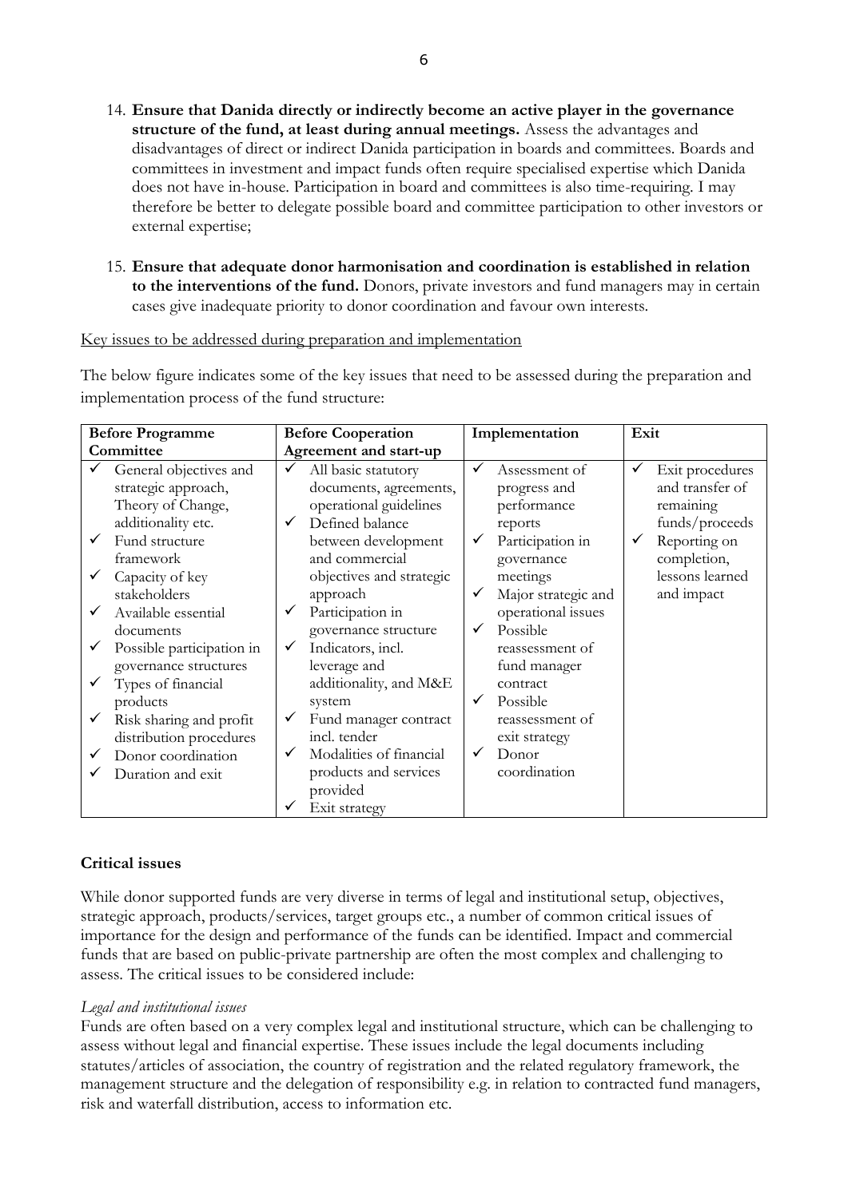14. **Ensure that Danida directly or indirectly become an active player in the governance structure of the fund, at least during annual meetings.** Assess the advantages and disadvantages of direct or indirect Danida participation in boards and committees. Boards and committees in investment and impact funds often require specialised expertise which Danida does not have in-house. Participation in board and committees is also time-requiring. I may therefore be better to delegate possible board and committee participation to other investors or external expertise;

15. **Ensure that adequate donor harmonisation and coordination is established in relation to the interventions of the fund.** Donors, private investors and fund managers may in certain cases give inadequate priority to donor coordination and favour own interests.

Key issues to be addressed during preparation and implementation

The below figure indicates some of the key issues that need to be assessed during the preparation and implementation process of the fund structure:

| Before Programme Committee | Before Cooperation Agreement and start-up | Implementation | Exit |
|---|---|---|---|
| ✓ General objectives and strategic approach, Theory of Change, additionality etc.<br>✓ Fund structure framework<br>✓ Capacity of key stakeholders<br>✓ Available essential documents<br>✓ Possible participation in governance structures<br>✓ Types of financial products<br>✓ Risk sharing and profit distribution procedures<br>✓ Donor coordination<br>✓ Duration and exit | ✓ All basic statutory documents, agreements, operational guidelines<br>✓ Defined balance between development and commercial objectives and strategic approach<br>✓ Participation in governance structure<br>✓ Indicators, incl. leverage and additionality, and M&E system<br>✓ Fund manager contract incl. tender<br>✓ Modalities of financial products and services provided<br>✓ Exit strategy | ✓ Assessment of progress and performance reports<br>✓ Participation in governance meetings<br>✓ Major strategic and operational issues<br>✓ Possible reassessment of fund manager contract<br>✓ Possible reassessment of exit strategy<br>✓ Donor coordination | ✓ Exit procedures and transfer of remaining funds/proceeds<br>✓ Reporting on completion, lessons learned and impact |

**Critical issues**

While donor supported funds are very diverse in terms of legal and institutional setup, objectives, strategic approach, products/services, target groups etc., a number of common critical issues of importance for the design and performance of the funds can be identified. Impact and commercial funds that are based on public-private partnership are often the most complex and challenging to assess. The critical issues to be considered include:

*Legal and institutional issues*

Funds are often based on a very complex legal and institutional structure, which can be challenging to assess without legal and financial expertise. These issues include the legal documents including statutes/articles of association, the country of registration and the related regulatory framework, the management structure and the delegation of responsibility e.g. in relation to contracted fund managers, risk and waterfall distribution, access to information etc.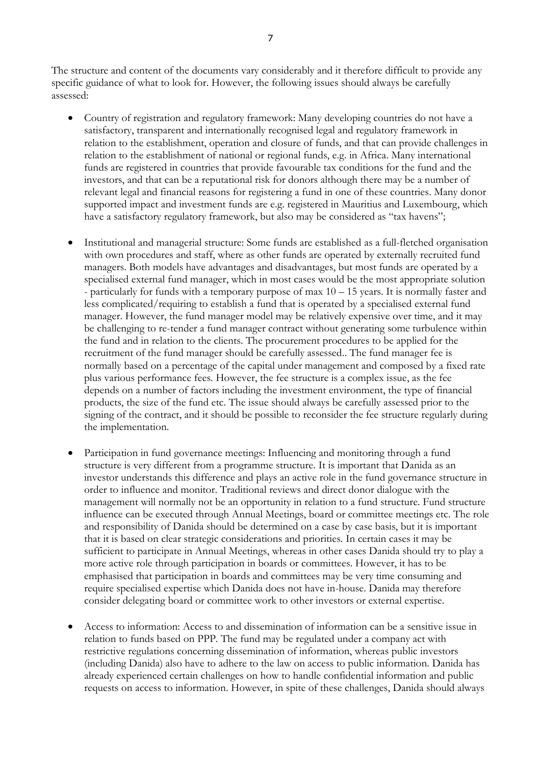The structure and content of the documents vary considerably and it therefore difficult to provide any specific guidance of what to look for. However, the following issues should always be carefully assessed:

- Country of registration and regulatory framework: Many developing countries do not have a satisfactory, transparent and internationally recognised legal and regulatory framework in relation to the establishment, operation and closure of funds, and that can provide challenges in relation to the establishment of national or regional funds, e.g. in Africa. Many international funds are registered in countries that provide favourable tax conditions for the fund and the investors, and that can be a reputational risk for donors although there may be a number of relevant legal and financial reasons for registering a fund in one of these countries. Many donor supported impact and investment funds are e.g. registered in Mauritius and Luxembourg, which have a satisfactory regulatory framework, but also may be considered as "tax havens";

- Institutional and managerial structure: Some funds are established as a full-fletched organisation with own procedures and staff, where as other funds are operated by externally recruited fund managers. Both models have advantages and disadvantages, but most funds are operated by a specialised external fund manager, which in most cases would be the most appropriate solution - particularly for funds with a temporary purpose of max 10 – 15 years. It is normally faster and less complicated/requiring to establish a fund that is operated by a specialised external fund manager. However, the fund manager model may be relatively expensive over time, and it may be challenging to re-tender a fund manager contract without generating some turbulence within the fund and in relation to the clients. The procurement procedures to be applied for the recruitment of the fund manager should be carefully assessed.. The fund manager fee is normally based on a percentage of the capital under management and composed by a fixed rate plus various performance fees. However, the fee structure is a complex issue, as the fee depends on a number of factors including the investment environment, the type of financial products, the size of the fund etc. The issue should always be carefully assessed prior to the signing of the contract, and it should be possible to reconsider the fee structure regularly during the implementation.

- Participation in fund governance meetings: Influencing and monitoring through a fund structure is very different from a programme structure. It is important that Danida as an investor understands this difference and plays an active role in the fund governance structure in order to influence and monitor. Traditional reviews and direct donor dialogue with the management will normally not be an opportunity in relation to a fund structure. Fund structure influence can be executed through Annual Meetings, board or committee meetings etc. The role and responsibility of Danida should be determined on a case by case basis, but it is important that it is based on clear strategic considerations and priorities. In certain cases it may be sufficient to participate in Annual Meetings, whereas in other cases Danida should try to play a more active role through participation in boards or committees. However, it has to be emphasised that participation in boards and committees may be very time consuming and require specialised expertise which Danida does not have in-house. Danida may therefore consider delegating board or committee work to other investors or external expertise.

- Access to information: Access to and dissemination of information can be a sensitive issue in relation to funds based on PPP. The fund may be regulated under a company act with restrictive regulations concerning dissemination of information, whereas public investors (including Danida) also have to adhere to the law on access to public information. Danida has already experienced certain challenges on how to handle confidential information and public requests on access to information. However, in spite of these challenges, Danida should always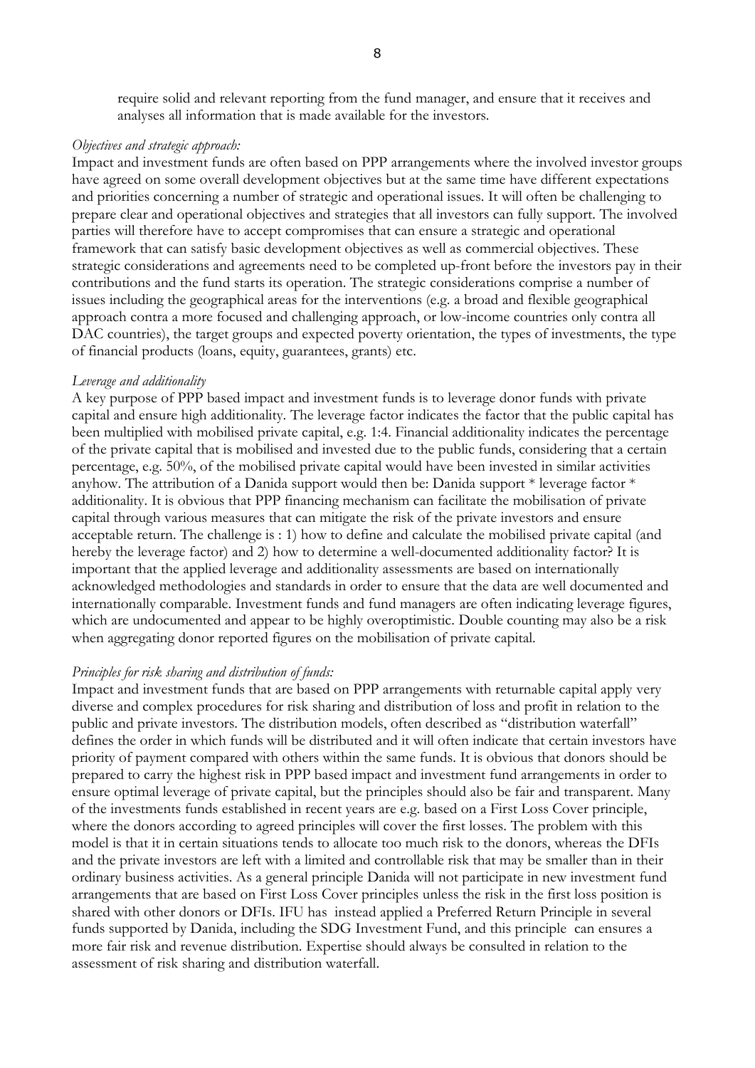require solid and relevant reporting from the fund manager, and ensure that it receives and analyses all information that is made available for the investors.

*Objectives and strategic approach:*
Impact and investment funds are often based on PPP arrangements where the involved investor groups have agreed on some overall development objectives but at the same time have different expectations and priorities concerning a number of strategic and operational issues. It will often be challenging to prepare clear and operational objectives and strategies that all investors can fully support. The involved parties will therefore have to accept compromises that can ensure a strategic and operational framework that can satisfy basic development objectives as well as commercial objectives. These strategic considerations and agreements need to be completed up-front before the investors pay in their contributions and the fund starts its operation. The strategic considerations comprise a number of issues including the geographical areas for the interventions (e.g. a broad and flexible geographical approach contra a more focused and challenging approach, or low-income countries only contra all DAC countries), the target groups and expected poverty orientation, the types of investments, the type of financial products (loans, equity, guarantees, grants) etc.

*Leverage and additionality*
A key purpose of PPP based impact and investment funds is to leverage donor funds with private capital and ensure high additionality. The leverage factor indicates the factor that the public capital has been multiplied with mobilised private capital, e.g. 1:4. Financial additionality indicates the percentage of the private capital that is mobilised and invested due to the public funds, considering that a certain percentage, e.g. 50%, of the mobilised private capital would have been invested in similar activities anyhow. The attribution of a Danida support would then be: Danida support * leverage factor * additionality. It is obvious that PPP financing mechanism can facilitate the mobilisation of private capital through various measures that can mitigate the risk of the private investors and ensure acceptable return. The challenge is : 1) how to define and calculate the mobilised private capital (and hereby the leverage factor) and 2) how to determine a well-documented additionality factor? It is important that the applied leverage and additionality assessments are based on internationally acknowledged methodologies and standards in order to ensure that the data are well documented and internationally comparable. Investment funds and fund managers are often indicating leverage figures, which are undocumented and appear to be highly overoptimistic. Double counting may also be a risk when aggregating donor reported figures on the mobilisation of private capital.

*Principles for risk sharing and distribution of funds:*
Impact and investment funds that are based on PPP arrangements with returnable capital apply very diverse and complex procedures for risk sharing and distribution of loss and profit in relation to the public and private investors. The distribution models, often described as "distribution waterfall" defines the order in which funds will be distributed and it will often indicate that certain investors have priority of payment compared with others within the same funds. It is obvious that donors should be prepared to carry the highest risk in PPP based impact and investment fund arrangements in order to ensure optimal leverage of private capital, but the principles should also be fair and transparent. Many of the investments funds established in recent years are e.g. based on a First Loss Cover principle, where the donors according to agreed principles will cover the first losses. The problem with this model is that it in certain situations tends to allocate too much risk to the donors, whereas the DFIs and the private investors are left with a limited and controllable risk that may be smaller than in their ordinary business activities. As a general principle Danida will not participate in new investment fund arrangements that are based on First Loss Cover principles unless the risk in the first loss position is shared with other donors or DFIs. IFU has instead applied a Preferred Return Principle in several funds supported by Danida, including the SDG Investment Fund, and this principle can ensures a more fair risk and revenue distribution. Expertise should always be consulted in relation to the assessment of risk sharing and distribution waterfall.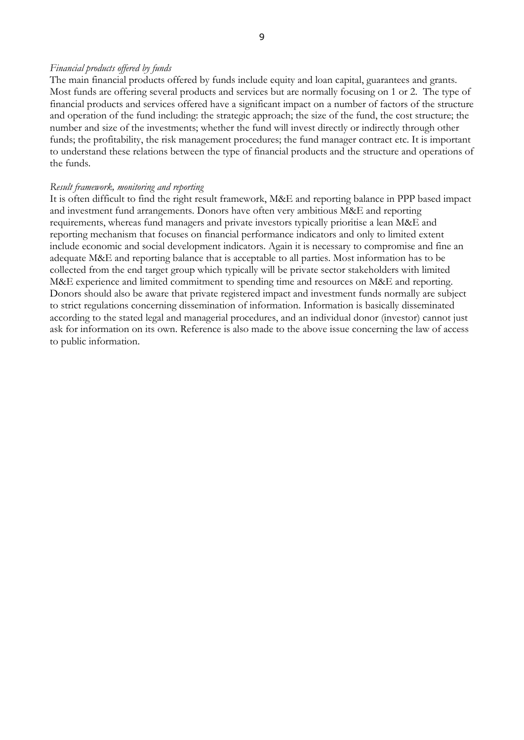*Financial products offered by funds*

The main financial products offered by funds include equity and loan capital, guarantees and grants. Most funds are offering several products and services but are normally focusing on 1 or 2. The type of financial products and services offered have a significant impact on a number of factors of the structure and operation of the fund including: the strategic approach; the size of the fund, the cost structure; the number and size of the investments; whether the fund will invest directly or indirectly through other funds; the profitability, the risk management procedures; the fund manager contract etc. It is important to understand these relations between the type of financial products and the structure and operations of the funds.

*Result framework, monitoring and reporting*

It is often difficult to find the right result framework, M&E and reporting balance in PPP based impact and investment fund arrangements. Donors have often very ambitious M&E and reporting requirements, whereas fund managers and private investors typically prioritise a lean M&E and reporting mechanism that focuses on financial performance indicators and only to limited extent include economic and social development indicators. Again it is necessary to compromise and fine an adequate M&E and reporting balance that is acceptable to all parties. Most information has to be collected from the end target group which typically will be private sector stakeholders with limited M&E experience and limited commitment to spending time and resources on M&E and reporting. Donors should also be aware that private registered impact and investment funds normally are subject to strict regulations concerning dissemination of information. Information is basically disseminated according to the stated legal and managerial procedures, and an individual donor (investor) cannot just ask for information on its own. Reference is also made to the above issue concerning the law of access to public information.